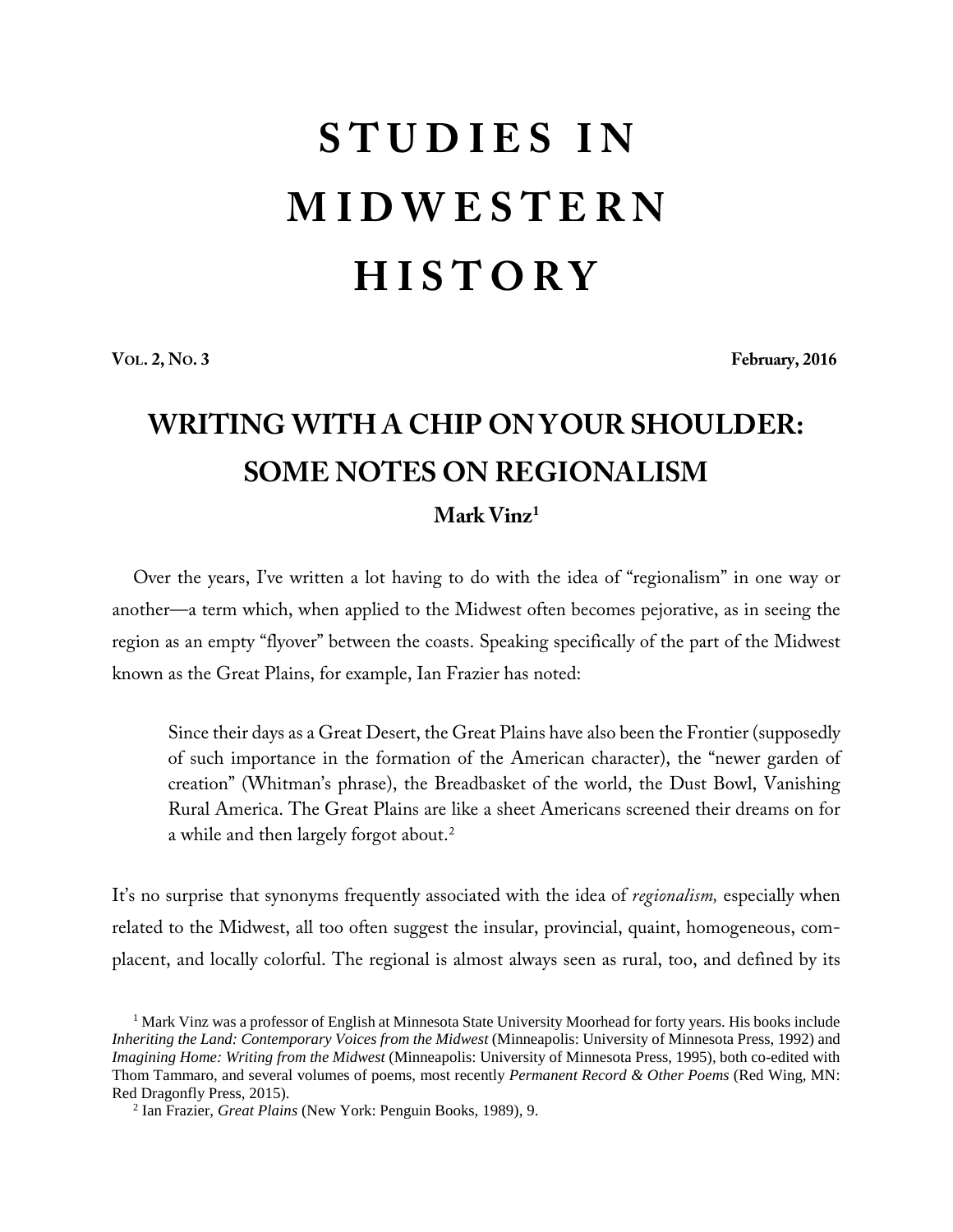# STUDIES IN MIDWESTERN HISTORY

**VOL. 2, NO. 3** **February, 2016**

## WRITING WITH A CHIP ON YOUR SHOULDER: SOME NOTES ON REGIONALISM

**Mark Vinz[1]**

Over the years, I've written a lot having to do with the idea of "regionalism" in one way or another—a term which, when applied to the Midwest often becomes pejorative, as in seeing the region as an empty "flyover" between the coasts. Speaking specifically of the part of the Midwest known as the Great Plains, for example, Ian Frazier has noted:

> Since their days as a Great Desert, the Great Plains have also been the Frontier (supposedly of such importance in the formation of the American character), the "newer garden of creation" (Whitman's phrase), the Breadbasket of the world, the Dust Bowl, Vanishing Rural America. The Great Plains are like a sheet Americans screened their dreams on for a while and then largely forgot about.[2]

It's no surprise that synonyms frequently associated with the idea of *regionalism,* especially when related to the Midwest, all too often suggest the insular, provincial, quaint, homogeneous, complacent, and locally colorful. The regional is almost always seen as rural, too, and defined by its

[1] Mark Vinz was a professor of English at Minnesota State University Moorhead for forty years. His books include *Inheriting the Land: Contemporary Voices from the Midwest* (Minneapolis: University of Minnesota Press, 1992) and *Imagining Home: Writing from the Midwest* (Minneapolis: University of Minnesota Press, 1995), both co-edited with Thom Tammaro, and several volumes of poems, most recently *Permanent Record & Other Poems* (Red Wing, MN: Red Dragonfly Press, 2015).

[2] Ian Frazier, *Great Plains* (New York: Penguin Books, 1989), 9.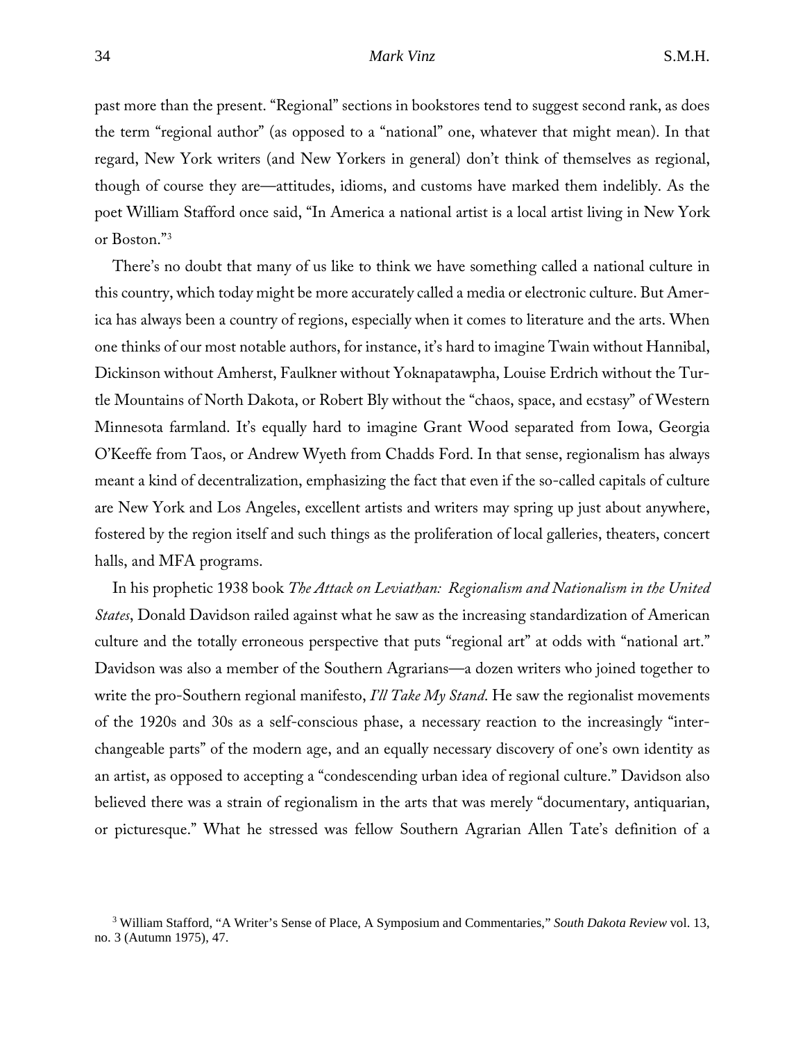past more than the present. "Regional" sections in bookstores tend to suggest second rank, as does the term "regional author" (as opposed to a "national" one, whatever that might mean). In that regard, New York writers (and New Yorkers in general) don't think of themselves as regional, though of course they are—attitudes, idioms, and customs have marked them indelibly. As the poet William Stafford once said, "In America a national artist is a local artist living in New York or Boston."[3]

There's no doubt that many of us like to think we have something called a national culture in this country, which today might be more accurately called a media or electronic culture. But America has always been a country of regions, especially when it comes to literature and the arts. When one thinks of our most notable authors, for instance, it's hard to imagine Twain without Hannibal, Dickinson without Amherst, Faulkner without Yoknapatawpha, Louise Erdrich without the Turtle Mountains of North Dakota, or Robert Bly without the "chaos, space, and ecstasy" of Western Minnesota farmland. It's equally hard to imagine Grant Wood separated from Iowa, Georgia O'Keeffe from Taos, or Andrew Wyeth from Chadds Ford. In that sense, regionalism has always meant a kind of decentralization, emphasizing the fact that even if the so-called capitals of culture are New York and Los Angeles, excellent artists and writers may spring up just about anywhere, fostered by the region itself and such things as the proliferation of local galleries, theaters, concert halls, and MFA programs.

In his prophetic 1938 book *The Attack on Leviathan: Regionalism and Nationalism in the United States*, Donald Davidson railed against what he saw as the increasing standardization of American culture and the totally erroneous perspective that puts "regional art" at odds with "national art." Davidson was also a member of the Southern Agrarians—a dozen writers who joined together to write the pro-Southern regional manifesto, *I'll Take My Stand*. He saw the regionalist movements of the 1920s and 30s as a self-conscious phase, a necessary reaction to the increasingly "interchangeable parts" of the modern age, and an equally necessary discovery of one's own identity as an artist, as opposed to accepting a "condescending urban idea of regional culture." Davidson also believed there was a strain of regionalism in the arts that was merely "documentary, antiquarian, or picturesque." What he stressed was fellow Southern Agrarian Allen Tate's definition of a

[3] William Stafford, "A Writer's Sense of Place, A Symposium and Commentaries," *South Dakota Review* vol. 13, no. 3 (Autumn 1975), 47.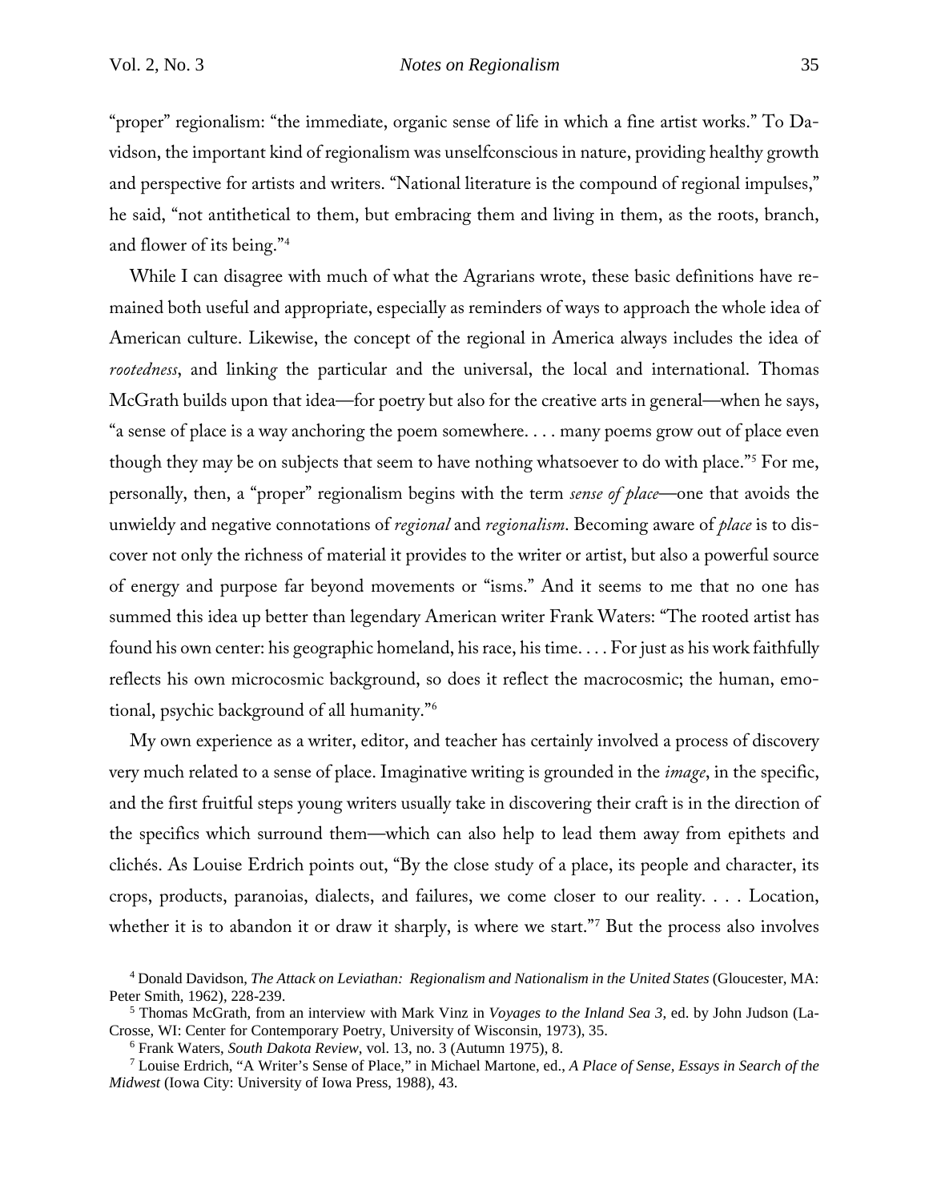"proper" regionalism: "the immediate, organic sense of life in which a fine artist works." To Davidson, the important kind of regionalism was unselfconscious in nature, providing healthy growth and perspective for artists and writers. "National literature is the compound of regional impulses," he said, "not antithetical to them, but embracing them and living in them, as the roots, branch, and flower of its being."[4]

While I can disagree with much of what the Agrarians wrote, these basic definitions have remained both useful and appropriate, especially as reminders of ways to approach the whole idea of American culture. Likewise, the concept of the regional in America always includes the idea of *rootedness*, and linking the particular and the universal, the local and international. Thomas McGrath builds upon that idea—for poetry but also for the creative arts in general—when he says, "a sense of place is a way anchoring the poem somewhere. . . . many poems grow out of place even though they may be on subjects that seem to have nothing whatsoever to do with place."[5] For me, personally, then, a "proper" regionalism begins with the term *sense of place*—one that avoids the unwieldy and negative connotations of *regional* and *regionalism*. Becoming aware of *place* is to discover not only the richness of material it provides to the writer or artist, but also a powerful source of energy and purpose far beyond movements or "isms." And it seems to me that no one has summed this idea up better than legendary American writer Frank Waters: "The rooted artist has found his own center: his geographic homeland, his race, his time. . . . For just as his work faithfully reflects his own microcosmic background, so does it reflect the macrocosmic; the human, emotional, psychic background of all humanity."[6]

My own experience as a writer, editor, and teacher has certainly involved a process of discovery very much related to a sense of place. Imaginative writing is grounded in the *image*, in the specific, and the first fruitful steps young writers usually take in discovering their craft is in the direction of the specifics which surround them—which can also help to lead them away from epithets and clichés. As Louise Erdrich points out, "By the close study of a place, its people and character, its crops, products, paranoias, dialects, and failures, we come closer to our reality. . . . Location, whether it is to abandon it or draw it sharply, is where we start."[7] But the process also involves

[4] Donald Davidson, *The Attack on Leviathan: Regionalism and Nationalism in the United States* (Gloucester, MA: Peter Smith, 1962), 228-239.

[5] Thomas McGrath, from an interview with Mark Vinz in *Voyages to the Inland Sea 3*, ed. by John Judson (LaCrosse, WI: Center for Contemporary Poetry, University of Wisconsin, 1973), 35.

[6] Frank Waters, *South Dakota Review*, vol. 13, no. 3 (Autumn 1975), 8.

[7] Louise Erdrich, "A Writer's Sense of Place," in Michael Martone, ed., *A Place of Sense, Essays in Search of the Midwest* (Iowa City: University of Iowa Press, 1988), 43.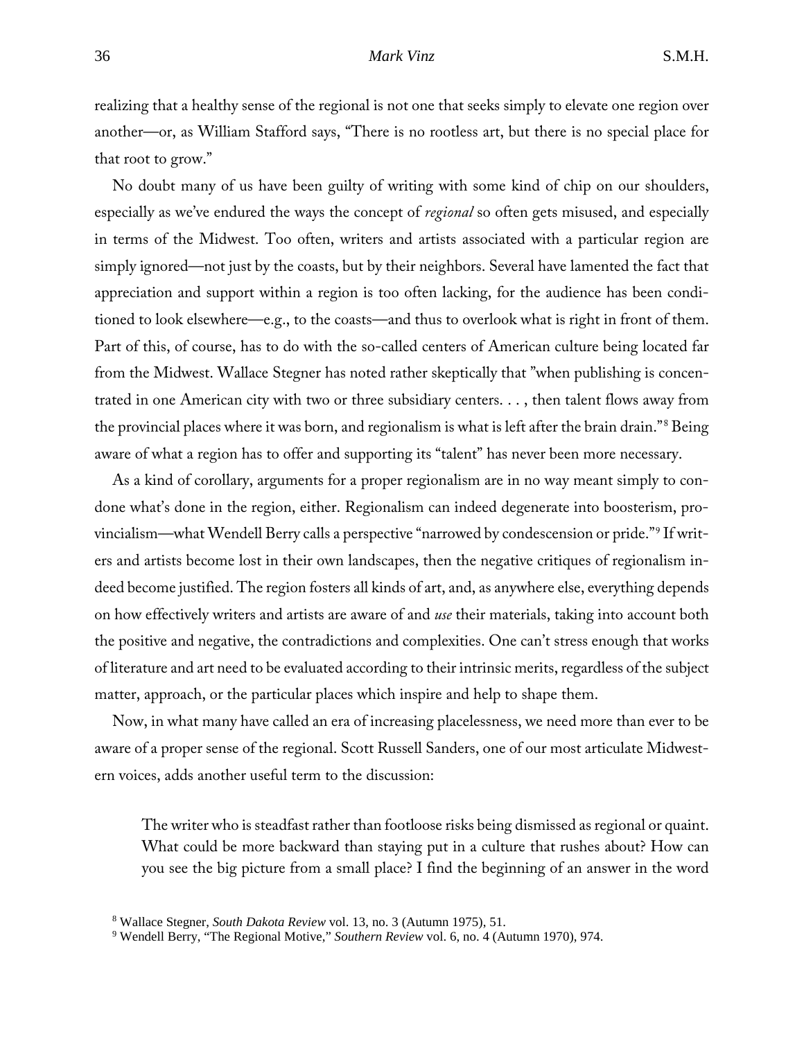realizing that a healthy sense of the regional is not one that seeks simply to elevate one region over another—or, as William Stafford says, "There is no rootless art, but there is no special place for that root to grow."

No doubt many of us have been guilty of writing with some kind of chip on our shoulders, especially as we've endured the ways the concept of *regional* so often gets misused, and especially in terms of the Midwest. Too often, writers and artists associated with a particular region are simply ignored—not just by the coasts, but by their neighbors. Several have lamented the fact that appreciation and support within a region is too often lacking, for the audience has been conditioned to look elsewhere—e.g., to the coasts—and thus to overlook what is right in front of them. Part of this, of course, has to do with the so-called centers of American culture being located far from the Midwest. Wallace Stegner has noted rather skeptically that "when publishing is concentrated in one American city with two or three subsidiary centers. . . , then talent flows away from the provincial places where it was born, and regionalism is what is left after the brain drain."[8] Being aware of what a region has to offer and supporting its "talent" has never been more necessary.

As a kind of corollary, arguments for a proper regionalism are in no way meant simply to condone what's done in the region, either. Regionalism can indeed degenerate into boosterism, provincialism—what Wendell Berry calls a perspective "narrowed by condescension or pride."[9] If writers and artists become lost in their own landscapes, then the negative critiques of regionalism indeed become justified. The region fosters all kinds of art, and, as anywhere else, everything depends on how effectively writers and artists are aware of and *use* their materials, taking into account both the positive and negative, the contradictions and complexities. One can't stress enough that works of literature and art need to be evaluated according to their intrinsic merits, regardless of the subject matter, approach, or the particular places which inspire and help to shape them.

Now, in what many have called an era of increasing placelessness, we need more than ever to be aware of a proper sense of the regional. Scott Russell Sanders, one of our most articulate Midwestern voices, adds another useful term to the discussion:

> The writer who is steadfast rather than footloose risks being dismissed as regional or quaint. What could be more backward than staying put in a culture that rushes about? How can you see the big picture from a small place? I find the beginning of an answer in the word

[8] Wallace Stegner, *South Dakota Review* vol. 13, no. 3 (Autumn 1975), 51.

[9] Wendell Berry, "The Regional Motive," *Southern Review* vol. 6, no. 4 (Autumn 1970), 974.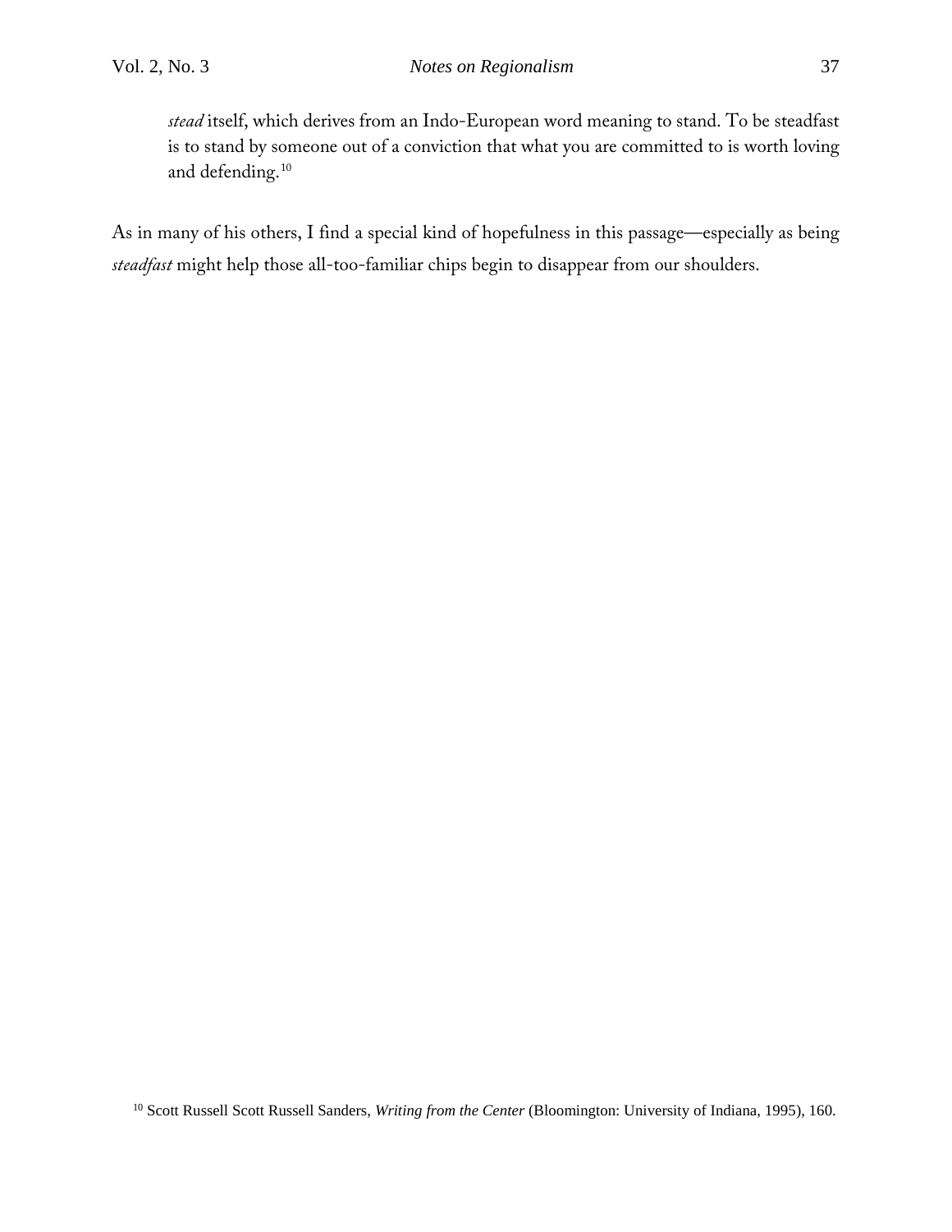> *stead* itself, which derives from an Indo-European word meaning to stand. To be steadfast is to stand by someone out of a conviction that what you are committed to is worth loving and defending.[10]

As in many of his others, I find a special kind of hopefulness in this passage—especially as being *steadfast* might help those all-too-familiar chips begin to disappear from our shoulders.

[10] Scott Russell Scott Russell Sanders, *Writing from the Center* (Bloomington: University of Indiana, 1995), 160.